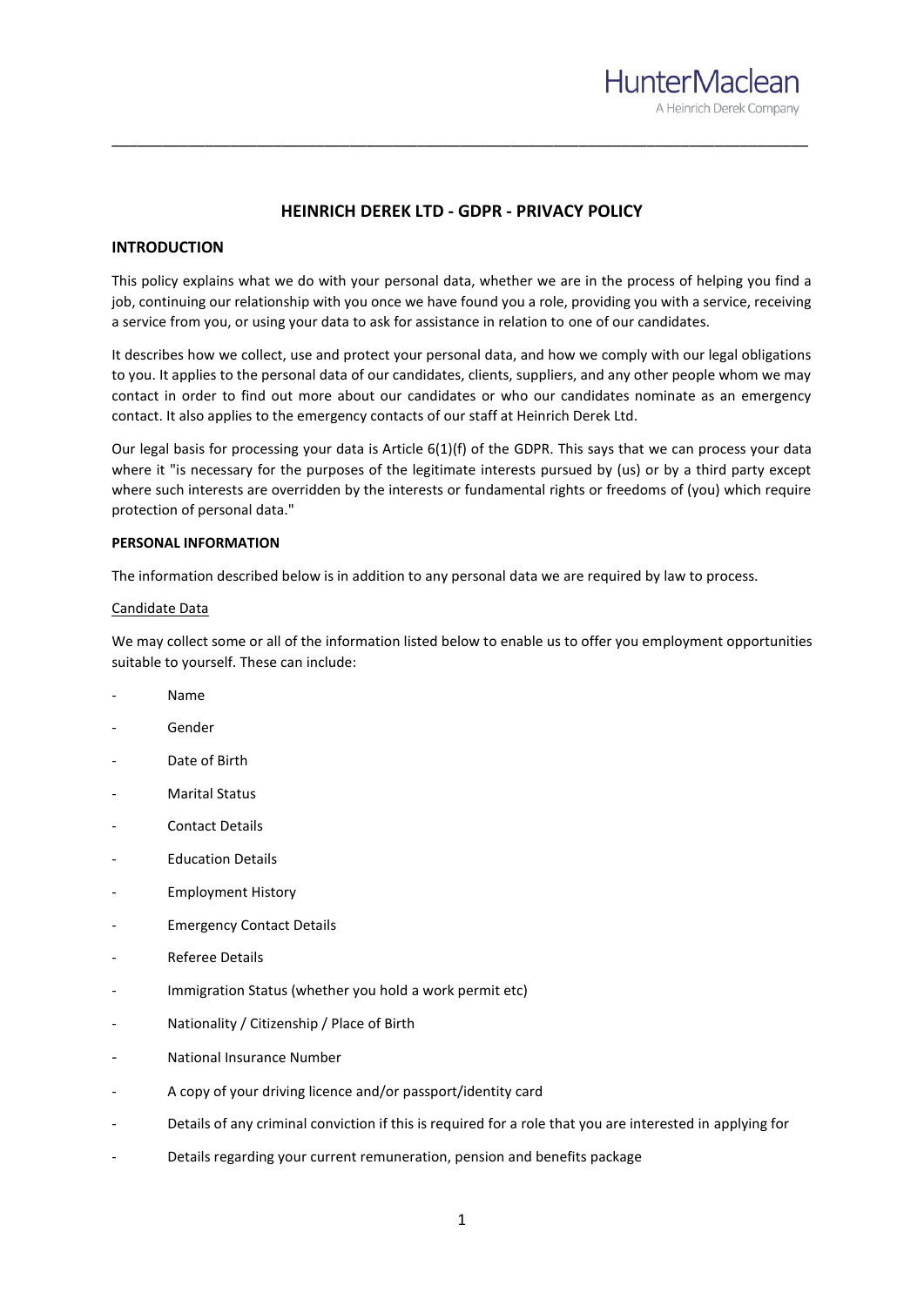# HEINRICH DEREK LTD - GDPR - PRIVACY POLICY

## INTRODUCTION

This policy explains what we do with your personal data, whether we are in the process of helping you find a job, continuing our relationship with you once we have found you a role, providing you with a service, receiving a service from you, or using your data to ask for assistance in relation to one of our candidates.

It describes how we collect, use and protect your personal data, and how we comply with our legal obligations to you. It applies to the personal data of our candidates, clients, suppliers, and any other people whom we may contact in order to find out more about our candidates or who our candidates nominate as an emergency contact. It also applies to the emergency contacts of our staff at Heinrich Derek Ltd.

Our legal basis for processing your data is Article 6(1)(f) of the GDPR. This says that we can process your data where it "is necessary for the purposes of the legitimate interests pursued by (us) or by a third party except where such interests are overridden by the interests or fundamental rights or freedoms of (you) which require protection of personal data."

### PERSONAL INFORMATION

The information described below is in addition to any personal data we are required by law to process.

<u>Candidate Data</u>

We may collect some or all of the information listed below to enable us to offer you employment opportunities suitable to yourself. These can include:

- Name
- Gender
- Date of Birth
- Marital Status
- Contact Details
- Education Details
- Employment History
- Emergency Contact Details
- Referee Details
- Immigration Status (whether you hold a work permit etc)
- Nationality / Citizenship / Place of Birth
- National Insurance Number
- A copy of your driving licence and/or passport/identity card
- Details of any criminal conviction if this is required for a role that you are interested in applying for
- Details regarding your current remuneration, pension and benefits package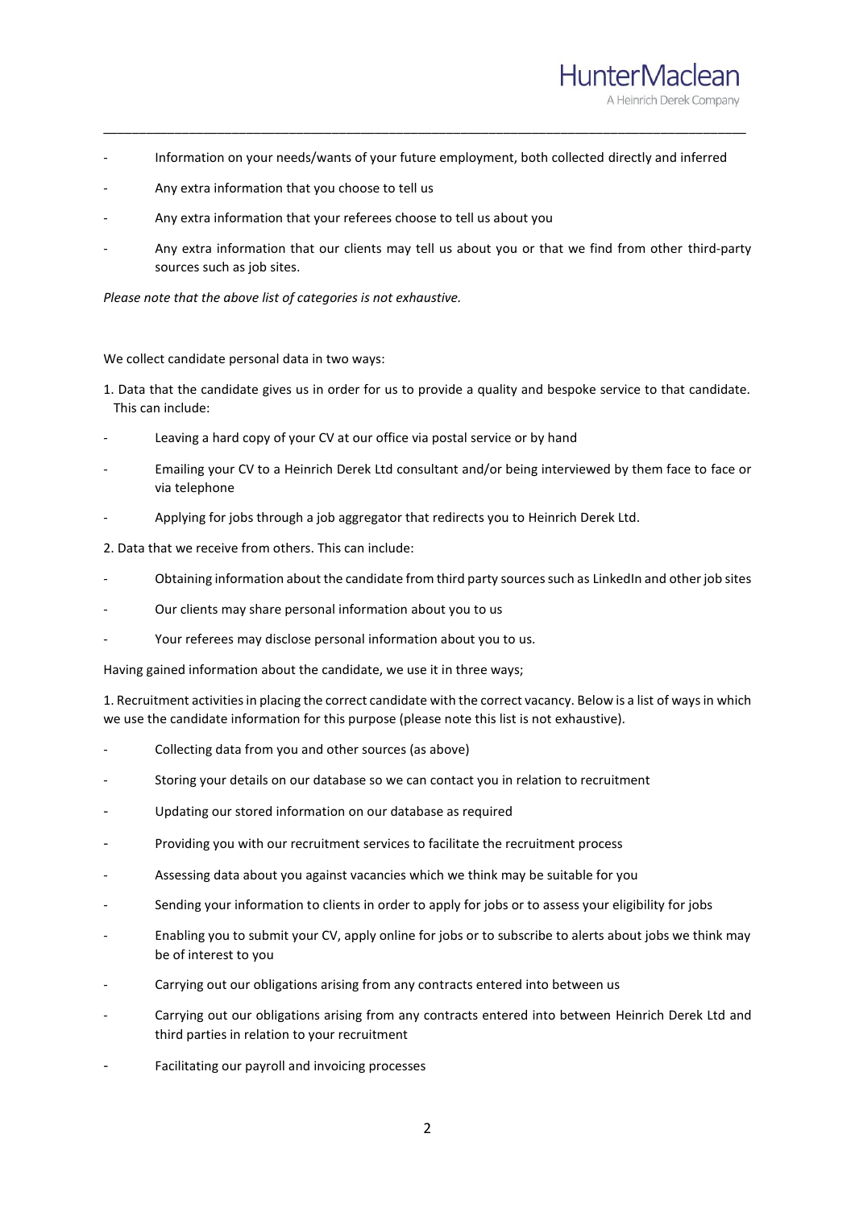- Information on your needs/wants of your future employment, both collected directly and inferred
- Any extra information that you choose to tell us
- Any extra information that your referees choose to tell us about you
- Any extra information that our clients may tell us about you or that we find from other third-party sources such as job sites.

*Please note that the above list of categories is not exhaustive.*

We collect candidate personal data in two ways:

1. Data that the candidate gives us in order for us to provide a quality and bespoke service to that candidate. This can include:

- Leaving a hard copy of your CV at our office via postal service or by hand
- Emailing your CV to a Heinrich Derek Ltd consultant and/or being interviewed by them face to face or via telephone
- Applying for jobs through a job aggregator that redirects you to Heinrich Derek Ltd.

2. Data that we receive from others. This can include:

- Obtaining information about the candidate from third party sources such as LinkedIn and other job sites
- Our clients may share personal information about you to us
- Your referees may disclose personal information about you to us.

Having gained information about the candidate, we use it in three ways;

1. Recruitment activities in placing the correct candidate with the correct vacancy. Below is a list of ways in which we use the candidate information for this purpose (please note this list is not exhaustive).

- Collecting data from you and other sources (as above)
- Storing your details on our database so we can contact you in relation to recruitment
- Updating our stored information on our database as required
- Providing you with our recruitment services to facilitate the recruitment process
- Assessing data about you against vacancies which we think may be suitable for you
- Sending your information to clients in order to apply for jobs or to assess your eligibility for jobs
- Enabling you to submit your CV, apply online for jobs or to subscribe to alerts about jobs we think may be of interest to you
- Carrying out our obligations arising from any contracts entered into between us
- Carrying out our obligations arising from any contracts entered into between Heinrich Derek Ltd and third parties in relation to your recruitment
- Facilitating our payroll and invoicing processes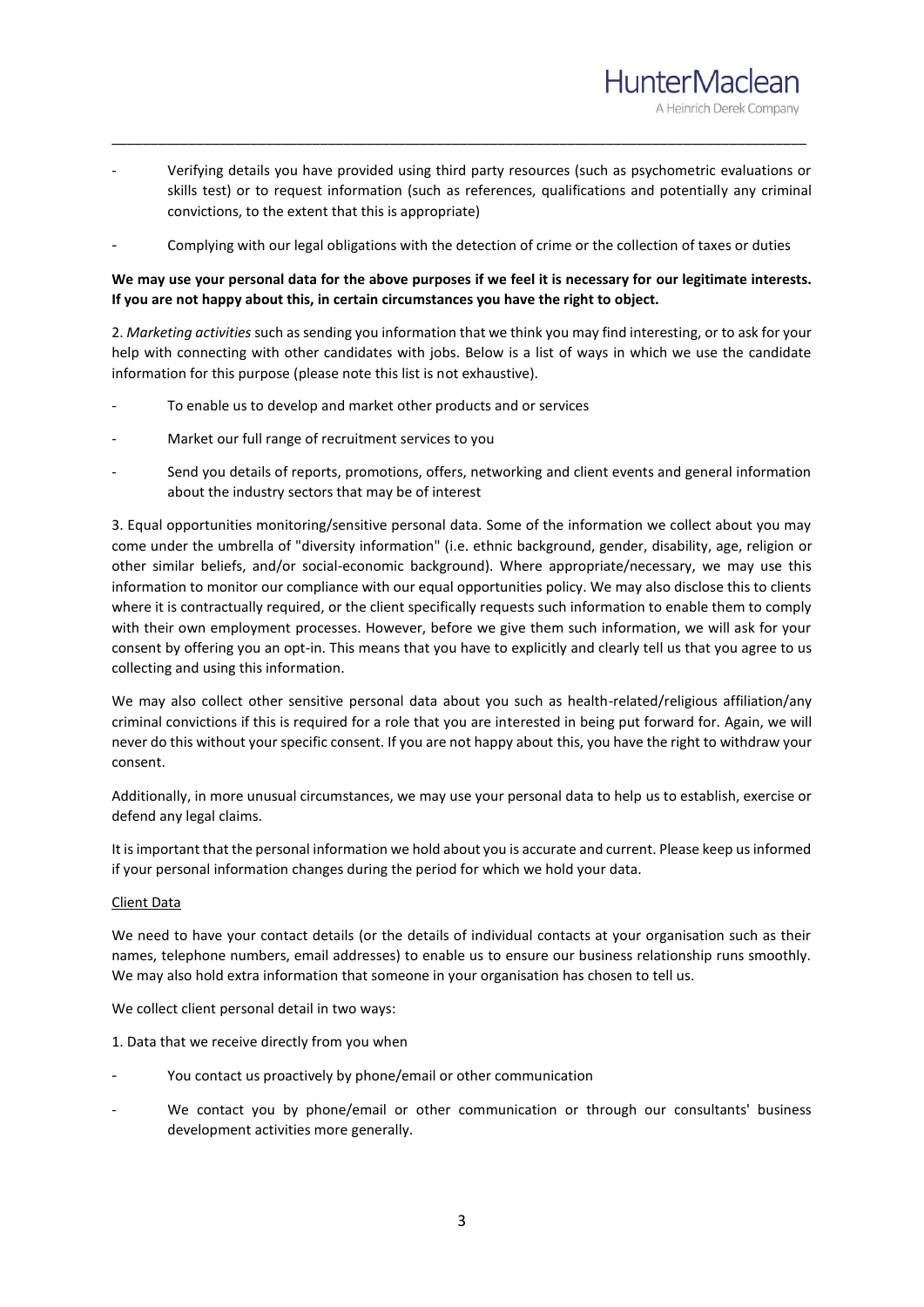- Verifying details you have provided using third party resources (such as psychometric evaluations or skills test) or to request information (such as references, qualifications and potentially any criminal convictions, to the extent that this is appropriate)
- Complying with our legal obligations with the detection of crime or the collection of taxes or duties

**We may use your personal data for the above purposes if we feel it is necessary for our legitimate interests. If you are not happy about this, in certain circumstances you have the right to object.**

2. *Marketing activities* such as sending you information that we think you may find interesting, or to ask for your help with connecting with other candidates with jobs. Below is a list of ways in which we use the candidate information for this purpose (please note this list is not exhaustive).

- To enable us to develop and market other products and or services
- Market our full range of recruitment services to you
- Send you details of reports, promotions, offers, networking and client events and general information about the industry sectors that may be of interest

3. Equal opportunities monitoring/sensitive personal data. Some of the information we collect about you may come under the umbrella of "diversity information" (i.e. ethnic background, gender, disability, age, religion or other similar beliefs, and/or social-economic background). Where appropriate/necessary, we may use this information to monitor our compliance with our equal opportunities policy. We may also disclose this to clients where it is contractually required, or the client specifically requests such information to enable them to comply with their own employment processes. However, before we give them such information, we will ask for your consent by offering you an opt-in. This means that you have to explicitly and clearly tell us that you agree to us collecting and using this information.

We may also collect other sensitive personal data about you such as health-related/religious affiliation/any criminal convictions if this is required for a role that you are interested in being put forward for. Again, we will never do this without your specific consent. If you are not happy about this, you have the right to withdraw your consent.

Additionally, in more unusual circumstances, we may use your personal data to help us to establish, exercise or defend any legal claims.

It is important that the personal information we hold about you is accurate and current. Please keep us informed if your personal information changes during the period for which we hold your data.

Client Data

We need to have your contact details (or the details of individual contacts at your organisation such as their names, telephone numbers, email addresses) to enable us to ensure our business relationship runs smoothly. We may also hold extra information that someone in your organisation has chosen to tell us.

We collect client personal detail in two ways:

1. Data that we receive directly from you when

- You contact us proactively by phone/email or other communication
- We contact you by phone/email or other communication or through our consultants' business development activities more generally.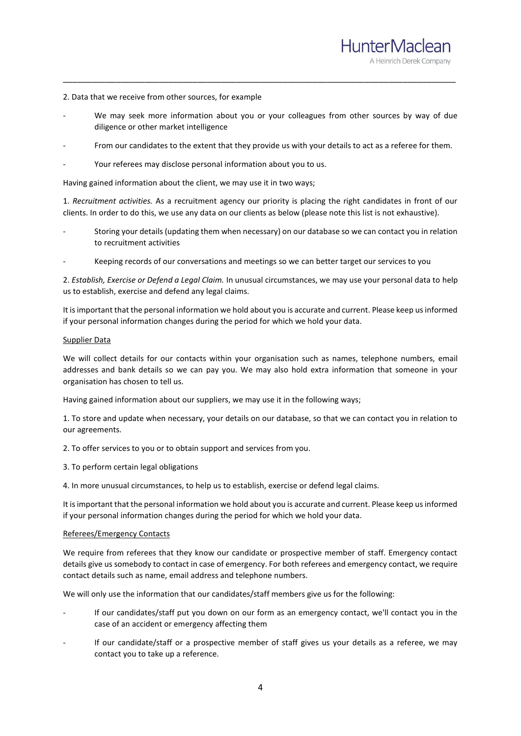2. Data that we receive from other sources, for example

- We may seek more information about you or your colleagues from other sources by way of due diligence or other market intelligence
- From our candidates to the extent that they provide us with your details to act as a referee for them.
- Your referees may disclose personal information about you to us.

Having gained information about the client, we may use it in two ways;

1. *Recruitment activities.* As a recruitment agency our priority is placing the right candidates in front of our clients. In order to do this, we use any data on our clients as below (please note this list is not exhaustive).

- Storing your details (updating them when necessary) on our database so we can contact you in relation to recruitment activities
- Keeping records of our conversations and meetings so we can better target our services to you

2. *Establish, Exercise or Defend a Legal Claim.* In unusual circumstances, we may use your personal data to help us to establish, exercise and defend any legal claims.

It is important that the personal information we hold about you is accurate and current. Please keep us informed if your personal information changes during the period for which we hold your data.

<u>Supplier Data</u>

We will collect details for our contacts within your organisation such as names, telephone numbers, email addresses and bank details so we can pay you. We may also hold extra information that someone in your organisation has chosen to tell us.

Having gained information about our suppliers, we may use it in the following ways;

1. To store and update when necessary, your details on our database, so that we can contact you in relation to our agreements.

2. To offer services to you or to obtain support and services from you.

3. To perform certain legal obligations

4. In more unusual circumstances, to help us to establish, exercise or defend legal claims.

It is important that the personal information we hold about you is accurate and current. Please keep us informed if your personal information changes during the period for which we hold your data.

<u>Referees/Emergency Contacts</u>

We require from referees that they know our candidate or prospective member of staff. Emergency contact details give us somebody to contact in case of emergency. For both referees and emergency contact, we require contact details such as name, email address and telephone numbers.

We will only use the information that our candidates/staff members give us for the following:

- If our candidates/staff put you down on our form as an emergency contact, we'll contact you in the case of an accident or emergency affecting them
- If our candidate/staff or a prospective member of staff gives us your details as a referee, we may contact you to take up a reference.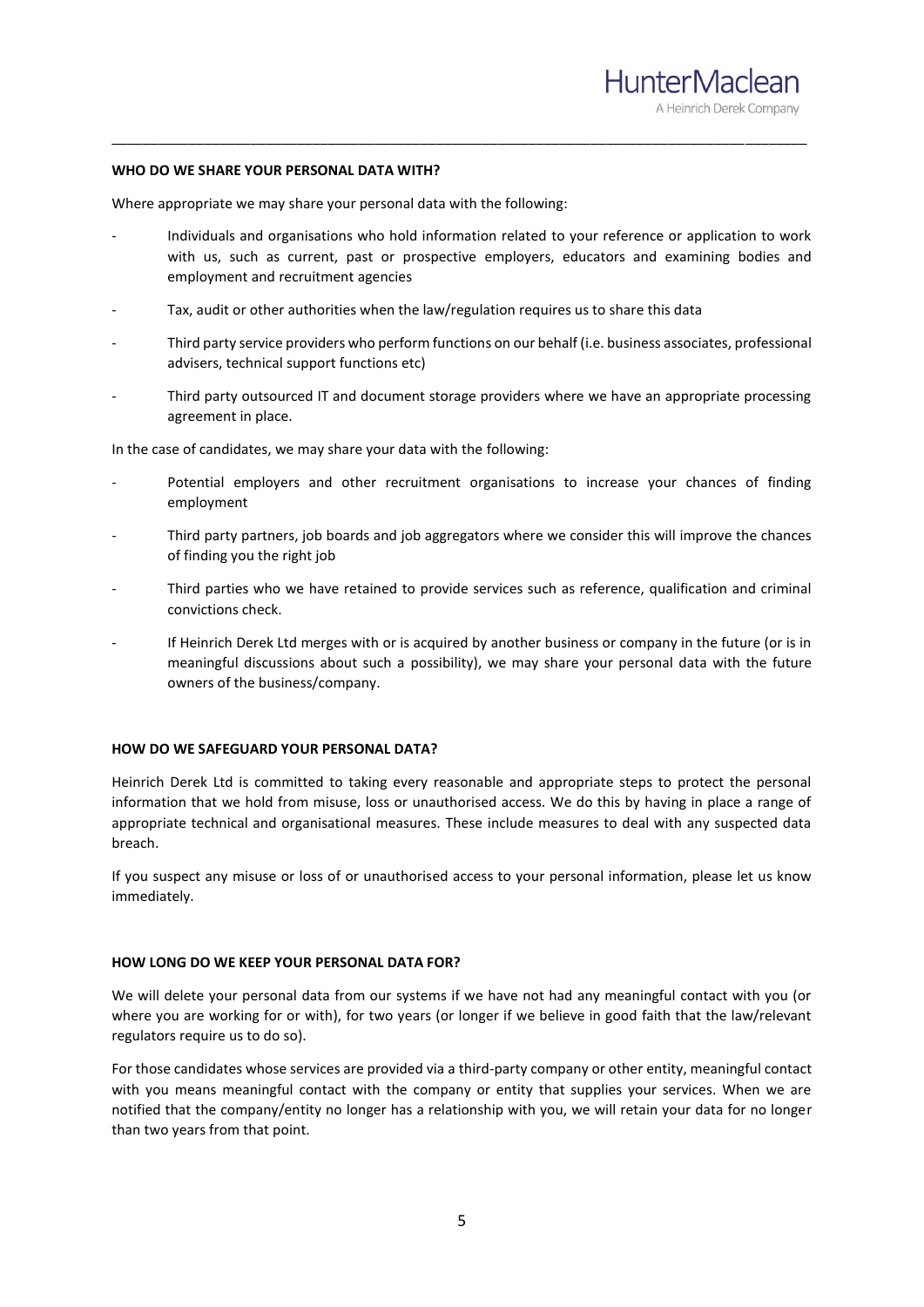**WHO DO WE SHARE YOUR PERSONAL DATA WITH?**

Where appropriate we may share your personal data with the following:

- Individuals and organisations who hold information related to your reference or application to work with us, such as current, past or prospective employers, educators and examining bodies and employment and recruitment agencies
- Tax, audit or other authorities when the law/regulation requires us to share this data
- Third party service providers who perform functions on our behalf (i.e. business associates, professional advisers, technical support functions etc)
- Third party outsourced IT and document storage providers where we have an appropriate processing agreement in place.

In the case of candidates, we may share your data with the following:

- Potential employers and other recruitment organisations to increase your chances of finding employment
- Third party partners, job boards and job aggregators where we consider this will improve the chances of finding you the right job
- Third parties who we have retained to provide services such as reference, qualification and criminal convictions check.
- If Heinrich Derek Ltd merges with or is acquired by another business or company in the future (or is in meaningful discussions about such a possibility), we may share your personal data with the future owners of the business/company.

**HOW DO WE SAFEGUARD YOUR PERSONAL DATA?**

Heinrich Derek Ltd is committed to taking every reasonable and appropriate steps to protect the personal information that we hold from misuse, loss or unauthorised access. We do this by having in place a range of appropriate technical and organisational measures. These include measures to deal with any suspected data breach.

If you suspect any misuse or loss of or unauthorised access to your personal information, please let us know immediately.

**HOW LONG DO WE KEEP YOUR PERSONAL DATA FOR?**

We will delete your personal data from our systems if we have not had any meaningful contact with you (or where you are working for or with), for two years (or longer if we believe in good faith that the law/relevant regulators require us to do so).

For those candidates whose services are provided via a third-party company or other entity, meaningful contact with you means meaningful contact with the company or entity that supplies your services. When we are notified that the company/entity no longer has a relationship with you, we will retain your data for no longer than two years from that point.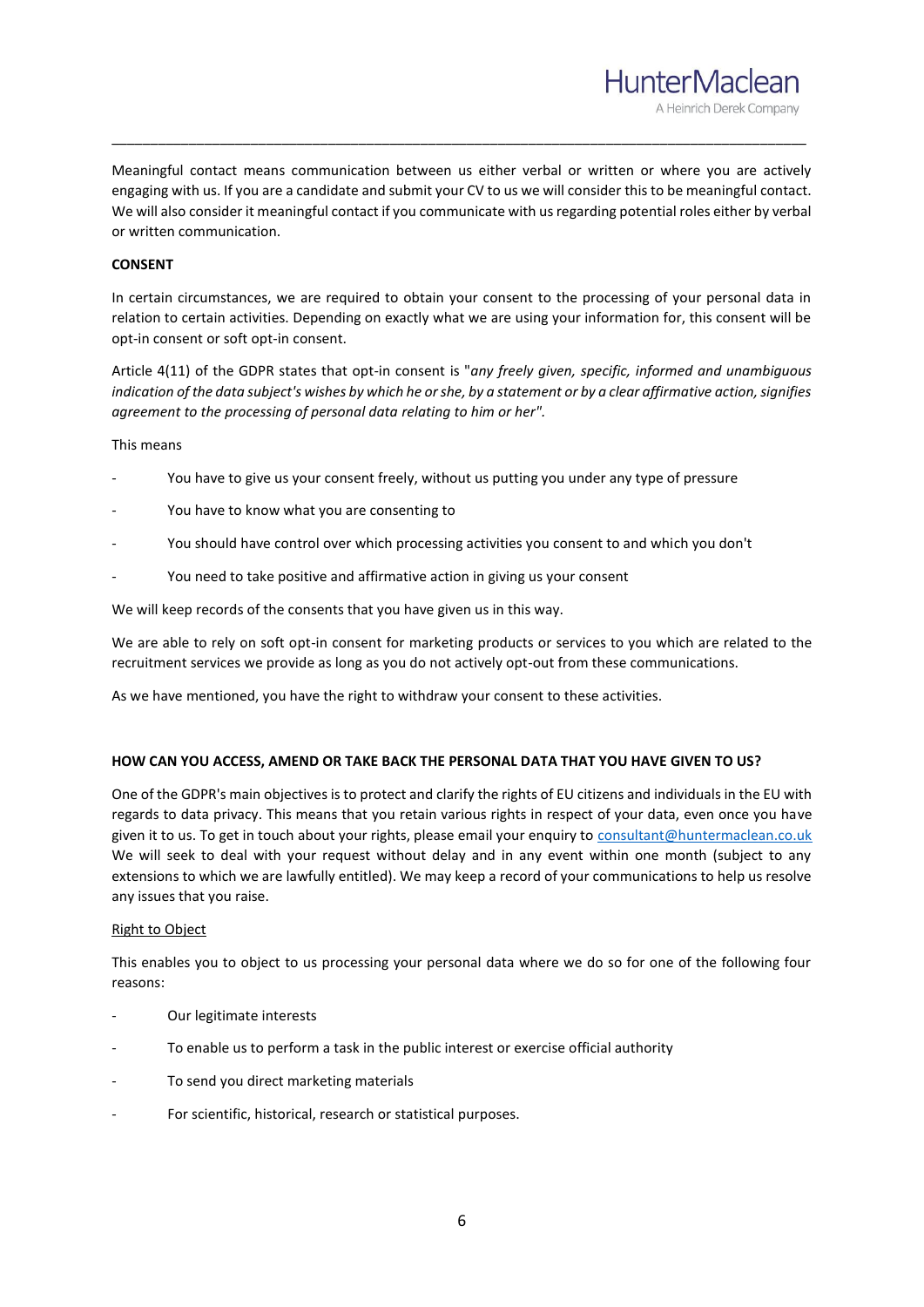Meaningful contact means communication between us either verbal or written or where you are actively engaging with us. If you are a candidate and submit your CV to us we will consider this to be meaningful contact. We will also consider it meaningful contact if you communicate with us regarding potential roles either by verbal or written communication.

**CONSENT**

In certain circumstances, we are required to obtain your consent to the processing of your personal data in relation to certain activities. Depending on exactly what we are using your information for, this consent will be opt-in consent or soft opt-in consent.

Article 4(11) of the GDPR states that opt-in consent is "*any freely given, specific, informed and unambiguous indication of the data subject's wishes by which he or she, by a statement or by a clear affirmative action, signifies agreement to the processing of personal data relating to him or her".*

This means

- You have to give us your consent freely, without us putting you under any type of pressure
- You have to know what you are consenting to
- You should have control over which processing activities you consent to and which you don't
- You need to take positive and affirmative action in giving us your consent

We will keep records of the consents that you have given us in this way.

We are able to rely on soft opt-in consent for marketing products or services to you which are related to the recruitment services we provide as long as you do not actively opt-out from these communications.

As we have mentioned, you have the right to withdraw your consent to these activities.

**HOW CAN YOU ACCESS, AMEND OR TAKE BACK THE PERSONAL DATA THAT YOU HAVE GIVEN TO US?**

One of the GDPR's main objectives is to protect and clarify the rights of EU citizens and individuals in the EU with regards to data privacy. This means that you retain various rights in respect of your data, even once you have given it to us. To get in touch about your rights, please email your enquiry to consultant@huntermaclean.co.uk We will seek to deal with your request without delay and in any event within one month (subject to any extensions to which we are lawfully entitled). We may keep a record of your communications to help us resolve any issues that you raise.

Right to Object

This enables you to object to us processing your personal data where we do so for one of the following four reasons:

- Our legitimate interests
- To enable us to perform a task in the public interest or exercise official authority
- To send you direct marketing materials
- For scientific, historical, research or statistical purposes.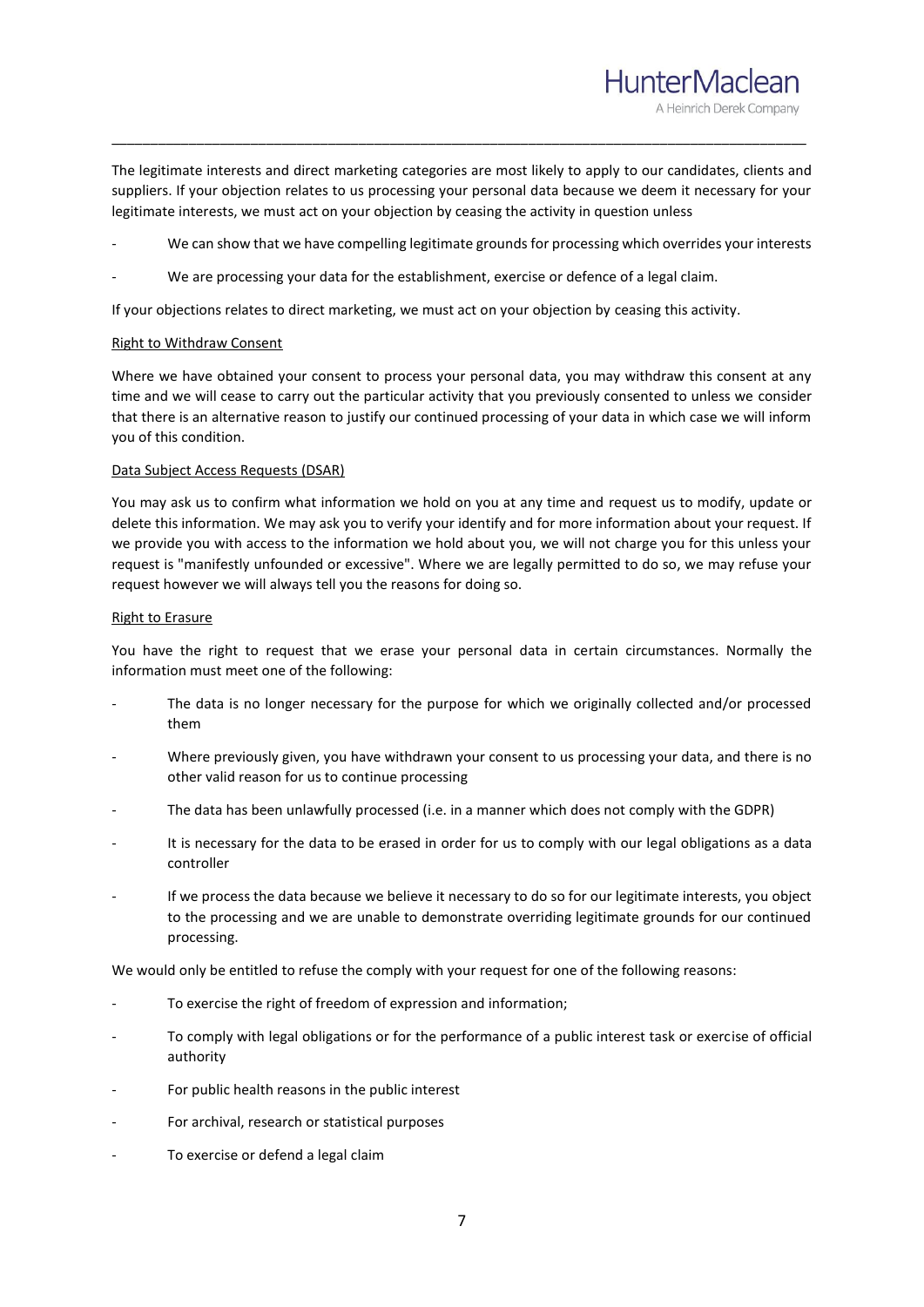The legitimate interests and direct marketing categories are most likely to apply to our candidates, clients and suppliers. If your objection relates to us processing your personal data because we deem it necessary for your legitimate interests, we must act on your objection by ceasing the activity in question unless

- We can show that we have compelling legitimate grounds for processing which overrides your interests
- We are processing your data for the establishment, exercise or defence of a legal claim.

If your objections relates to direct marketing, we must act on your objection by ceasing this activity.

<u>Right to Withdraw Consent</u>

Where we have obtained your consent to process your personal data, you may withdraw this consent at any time and we will cease to carry out the particular activity that you previously consented to unless we consider that there is an alternative reason to justify our continued processing of your data in which case we will inform you of this condition.

<u>Data Subject Access Requests (DSAR)</u>

You may ask us to confirm what information we hold on you at any time and request us to modify, update or delete this information. We may ask you to verify your identify and for more information about your request. If we provide you with access to the information we hold about you, we will not charge you for this unless your request is "manifestly unfounded or excessive". Where we are legally permitted to do so, we may refuse your request however we will always tell you the reasons for doing so.

<u>Right to Erasure</u>

You have the right to request that we erase your personal data in certain circumstances. Normally the information must meet one of the following:

- The data is no longer necessary for the purpose for which we originally collected and/or processed them
- Where previously given, you have withdrawn your consent to us processing your data, and there is no other valid reason for us to continue processing
- The data has been unlawfully processed (i.e. in a manner which does not comply with the GDPR)
- It is necessary for the data to be erased in order for us to comply with our legal obligations as a data controller
- If we process the data because we believe it necessary to do so for our legitimate interests, you object to the processing and we are unable to demonstrate overriding legitimate grounds for our continued processing.

We would only be entitled to refuse the comply with your request for one of the following reasons:

- To exercise the right of freedom of expression and information;
- To comply with legal obligations or for the performance of a public interest task or exercise of official authority
- For public health reasons in the public interest
- For archival, research or statistical purposes
- To exercise or defend a legal claim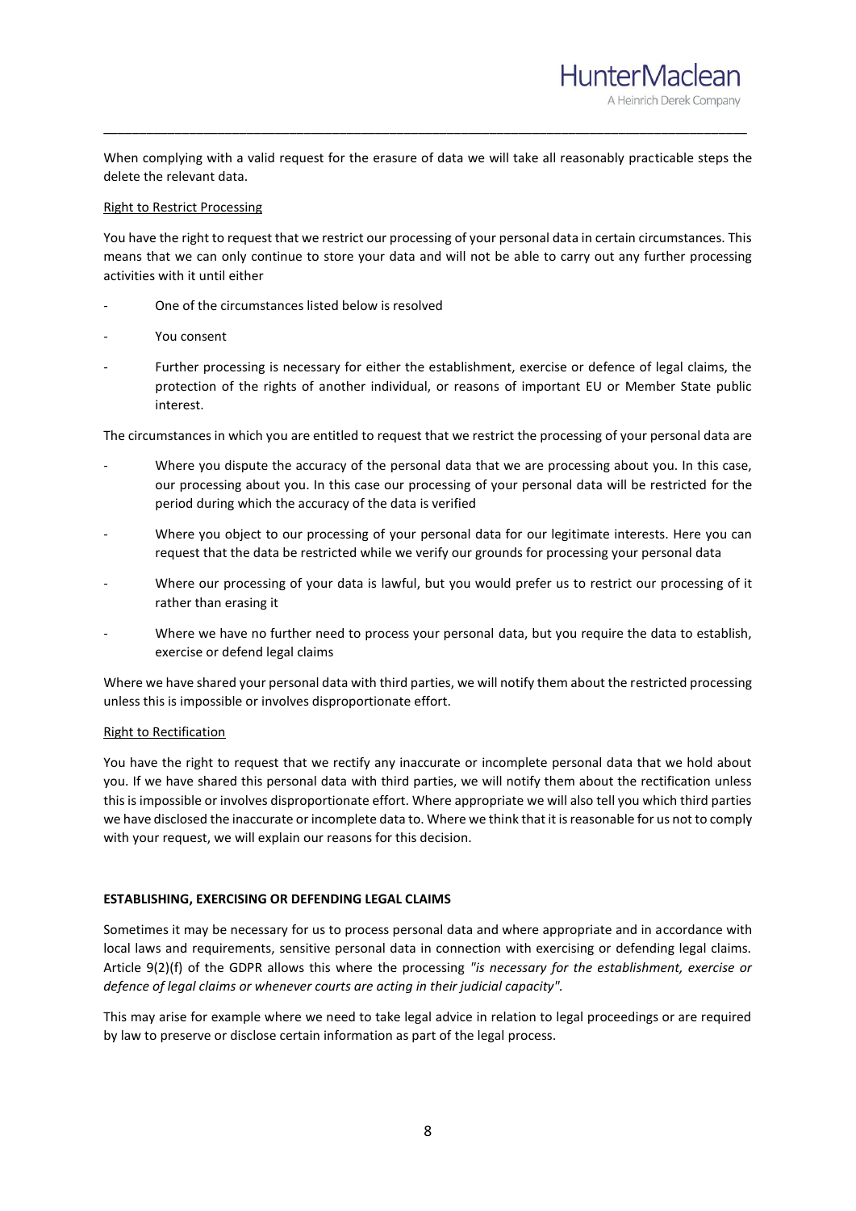When complying with a valid request for the erasure of data we will take all reasonably practicable steps the delete the relevant data.

Right to Restrict Processing

You have the right to request that we restrict our processing of your personal data in certain circumstances. This means that we can only continue to store your data and will not be able to carry out any further processing activities with it until either

- One of the circumstances listed below is resolved
- You consent
- Further processing is necessary for either the establishment, exercise or defence of legal claims, the protection of the rights of another individual, or reasons of important EU or Member State public interest.

The circumstances in which you are entitled to request that we restrict the processing of your personal data are

- Where you dispute the accuracy of the personal data that we are processing about you. In this case, our processing about you. In this case our processing of your personal data will be restricted for the period during which the accuracy of the data is verified
- Where you object to our processing of your personal data for our legitimate interests. Here you can request that the data be restricted while we verify our grounds for processing your personal data
- Where our processing of your data is lawful, but you would prefer us to restrict our processing of it rather than erasing it
- Where we have no further need to process your personal data, but you require the data to establish, exercise or defend legal claims

Where we have shared your personal data with third parties, we will notify them about the restricted processing unless this is impossible or involves disproportionate effort.

Right to Rectification

You have the right to request that we rectify any inaccurate or incomplete personal data that we hold about you. If we have shared this personal data with third parties, we will notify them about the rectification unless this is impossible or involves disproportionate effort. Where appropriate we will also tell you which third parties we have disclosed the inaccurate or incomplete data to. Where we think that it is reasonable for us not to comply with your request, we will explain our reasons for this decision.

**ESTABLISHING, EXERCISING OR DEFENDING LEGAL CLAIMS**

Sometimes it may be necessary for us to process personal data and where appropriate and in accordance with local laws and requirements, sensitive personal data in connection with exercising or defending legal claims. Article 9(2)(f) of the GDPR allows this where the processing *"is necessary for the establishment, exercise or defence of legal claims or whenever courts are acting in their judicial capacity".*

This may arise for example where we need to take legal advice in relation to legal proceedings or are required by law to preserve or disclose certain information as part of the legal process.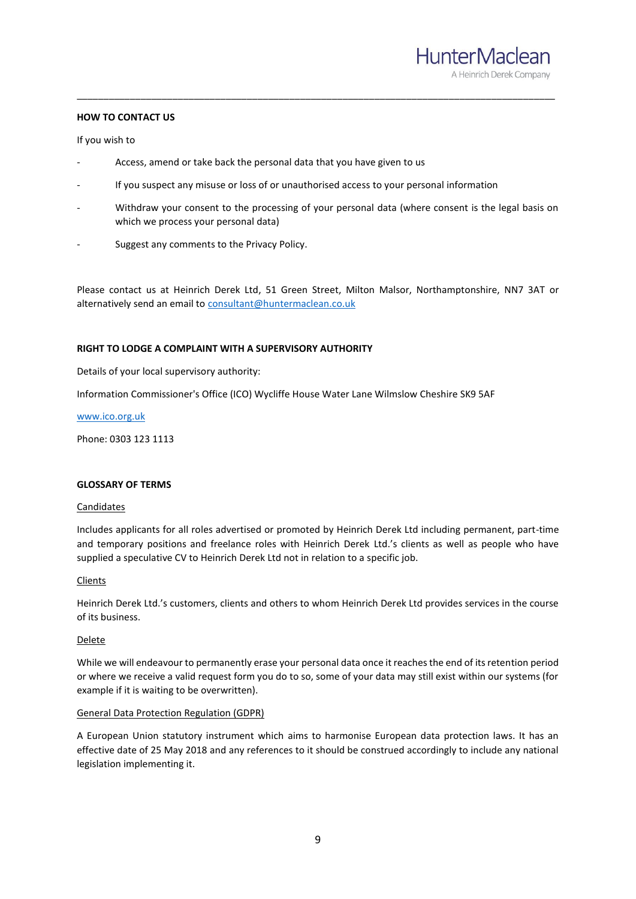**HOW TO CONTACT US**

If you wish to

- Access, amend or take back the personal data that you have given to us
- If you suspect any misuse or loss of or unauthorised access to your personal information
- Withdraw your consent to the processing of your personal data (where consent is the legal basis on which we process your personal data)
- Suggest any comments to the Privacy Policy.

Please contact us at Heinrich Derek Ltd, 51 Green Street, Milton Malsor, Northamptonshire, NN7 3AT or alternatively send an email to consultant@huntermaclean.co.uk

**RIGHT TO LODGE A COMPLAINT WITH A SUPERVISORY AUTHORITY**

Details of your local supervisory authority:

Information Commissioner's Office (ICO) Wycliffe House Water Lane Wilmslow Cheshire SK9 5AF

www.ico.org.uk

Phone: 0303 123 1113

**GLOSSARY OF TERMS**

Candidates

Includes applicants for all roles advertised or promoted by Heinrich Derek Ltd including permanent, part-time and temporary positions and freelance roles with Heinrich Derek Ltd.'s clients as well as people who have supplied a speculative CV to Heinrich Derek Ltd not in relation to a specific job.

Clients

Heinrich Derek Ltd.'s customers, clients and others to whom Heinrich Derek Ltd provides services in the course of its business.

Delete

While we will endeavour to permanently erase your personal data once it reaches the end of its retention period or where we receive a valid request form you do to so, some of your data may still exist within our systems (for example if it is waiting to be overwritten).

General Data Protection Regulation (GDPR)

A European Union statutory instrument which aims to harmonise European data protection laws. It has an effective date of 25 May 2018 and any references to it should be construed accordingly to include any national legislation implementing it.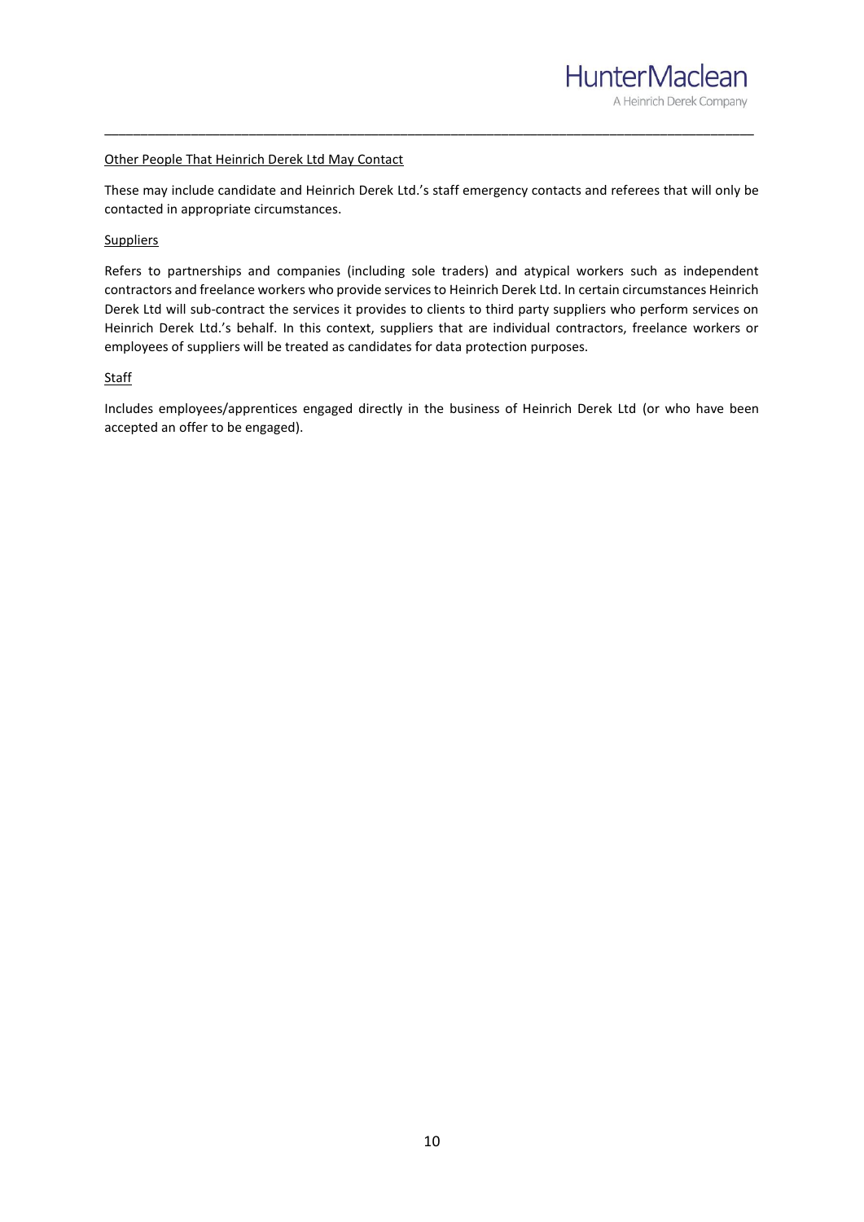Other People That Heinrich Derek Ltd May Contact

These may include candidate and Heinrich Derek Ltd.'s staff emergency contacts and referees that will only be contacted in appropriate circumstances.

Suppliers

Refers to partnerships and companies (including sole traders) and atypical workers such as independent contractors and freelance workers who provide services to Heinrich Derek Ltd. In certain circumstances Heinrich Derek Ltd will sub-contract the services it provides to clients to third party suppliers who perform services on Heinrich Derek Ltd.'s behalf. In this context, suppliers that are individual contractors, freelance workers or employees of suppliers will be treated as candidates for data protection purposes.

Staff

Includes employees/apprentices engaged directly in the business of Heinrich Derek Ltd (or who have been accepted an offer to be engaged).